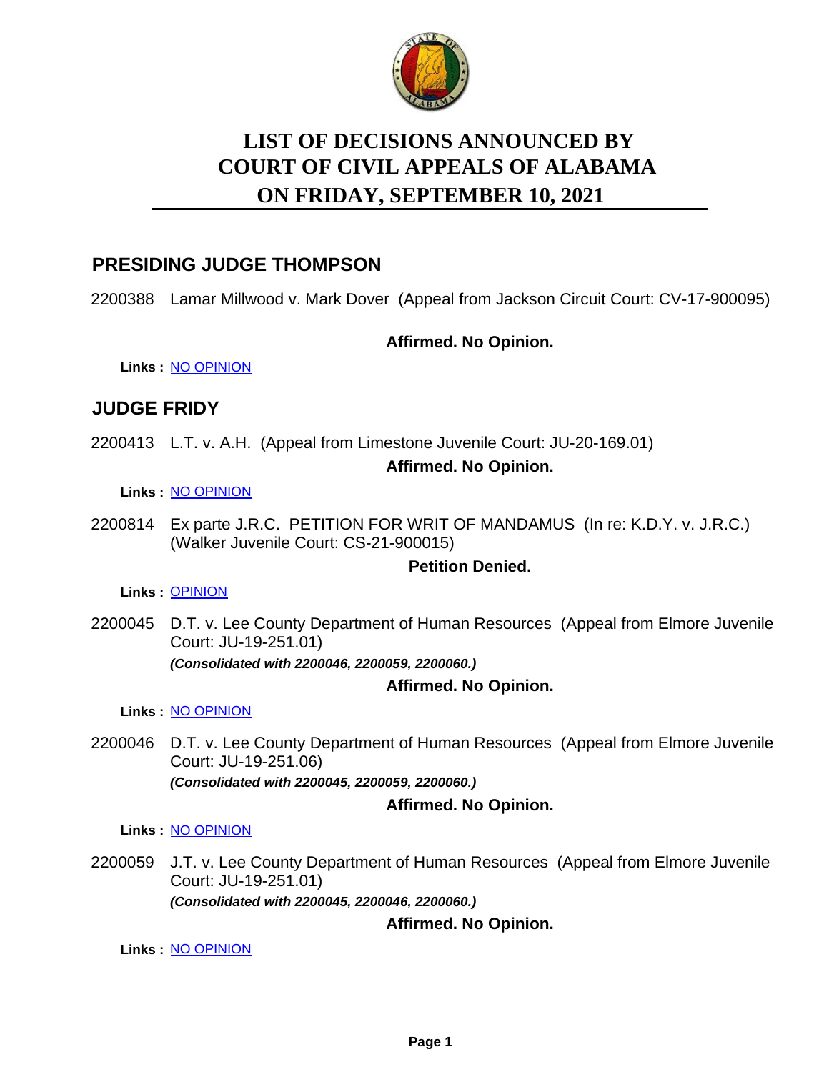# LIST OF DECISIONS ANNOUNCED BY COURT OF CIVIL APPEALS OF ALABAMA ON FRIDAY, SEPTEMBER 10, 2021

## PRESIDING JUDGE THOMPSON

2200388 Lamar Millwood v. Mark Dover (Appeal from Jackson Circuit Court: CV-17-900095)

**Affirmed. No Opinion.**

**Links :** NO OPINION

## JUDGE FRIDY

2200413 L.T. v. A.H. (Appeal from Limestone Juvenile Court: JU-20-169.01)

**Affirmed. No Opinion.**

**Links :** NO OPINION

2200814 Ex parte J.R.C. PETITION FOR WRIT OF MANDAMUS (In re: K.D.Y. v. J.R.C.) (Walker Juvenile Court: CS-21-900015)

**Petition Denied.**

**Links :** OPINION

2200045 D.T. v. Lee County Department of Human Resources (Appeal from Elmore Juvenile Court: JU-19-251.01)

***(Consolidated with 2200046, 2200059, 2200060.)***

**Affirmed. No Opinion.**

**Links :** NO OPINION

2200046 D.T. v. Lee County Department of Human Resources (Appeal from Elmore Juvenile Court: JU-19-251.06)

***(Consolidated with 2200045, 2200059, 2200060.)***

**Affirmed. No Opinion.**

**Links :** NO OPINION

2200059 J.T. v. Lee County Department of Human Resources (Appeal from Elmore Juvenile Court: JU-19-251.01)

***(Consolidated with 2200045, 2200046, 2200060.)***

**Affirmed. No Opinion.**

**Links :** NO OPINION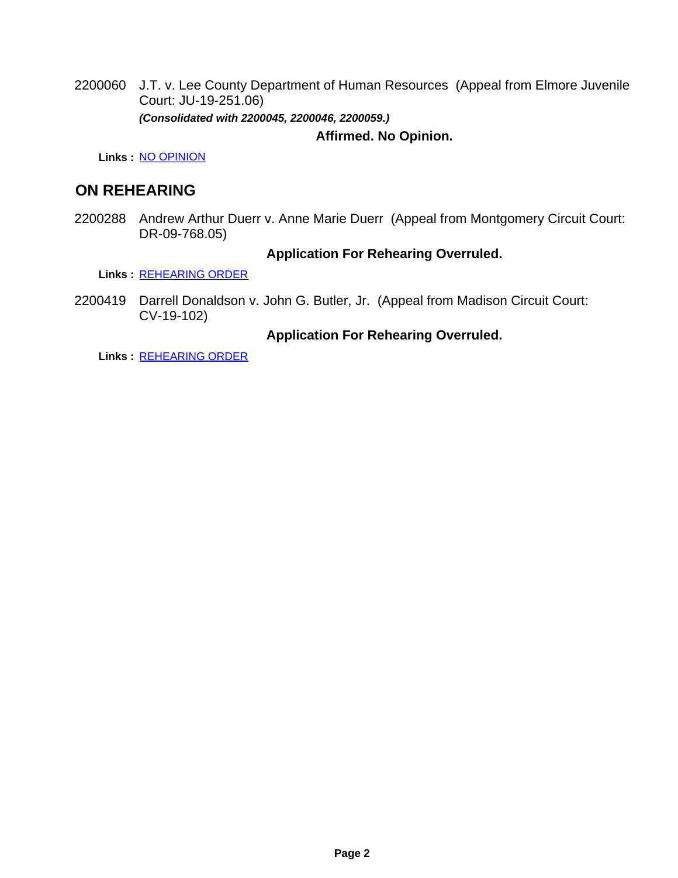2200060 J.T. v. Lee County Department of Human Resources (Appeal from Elmore Juvenile Court: JU-19-251.06)

***(Consolidated with 2200045, 2200046, 2200059.)***

**Affirmed. No Opinion.**

**Links :** NO OPINION

## ON REHEARING

2200288 Andrew Arthur Duerr v. Anne Marie Duerr (Appeal from Montgomery Circuit Court: DR-09-768.05)

**Application For Rehearing Overruled.**

**Links :** REHEARING ORDER

2200419 Darrell Donaldson v. John G. Butler, Jr. (Appeal from Madison Circuit Court: CV-19-102)

**Application For Rehearing Overruled.**

**Links :** REHEARING ORDER